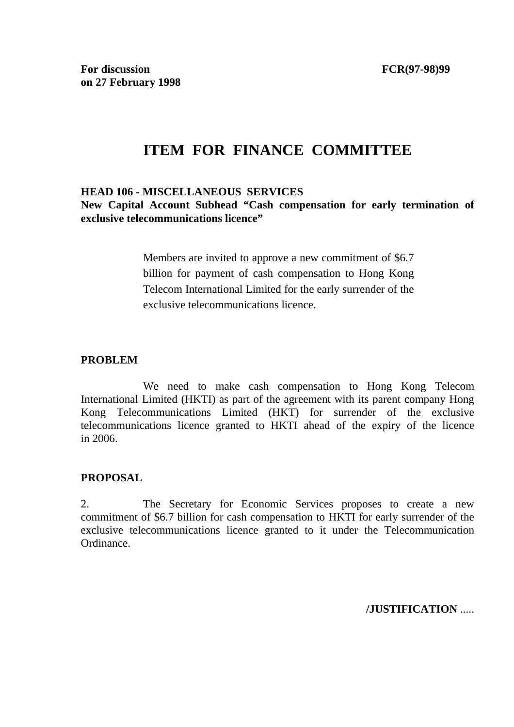**For discussion on 27 February 1998** **FCR(97-98)99**

# ITEM FOR FINANCE COMMITTEE

**HEAD 106 - MISCELLANEOUS SERVICES**
**New Capital Account Subhead "Cash compensation for early termination of exclusive telecommunications licence"**

> Members are invited to approve a new commitment of $6.7 billion for payment of cash compensation to Hong Kong Telecom International Limited for the early surrender of the exclusive telecommunications licence.

## PROBLEM

We need to make cash compensation to Hong Kong Telecom International Limited (HKTI) as part of the agreement with its parent company Hong Kong Telecommunications Limited (HKT) for surrender of the exclusive telecommunications licence granted to HKTI ahead of the expiry of the licence in 2006.

## PROPOSAL

2. The Secretary for Economic Services proposes to create a new commitment of $6.7 billion for cash compensation to HKTI for early surrender of the exclusive telecommunications licence granted to it under the Telecommunication Ordinance.

**/JUSTIFICATION** .....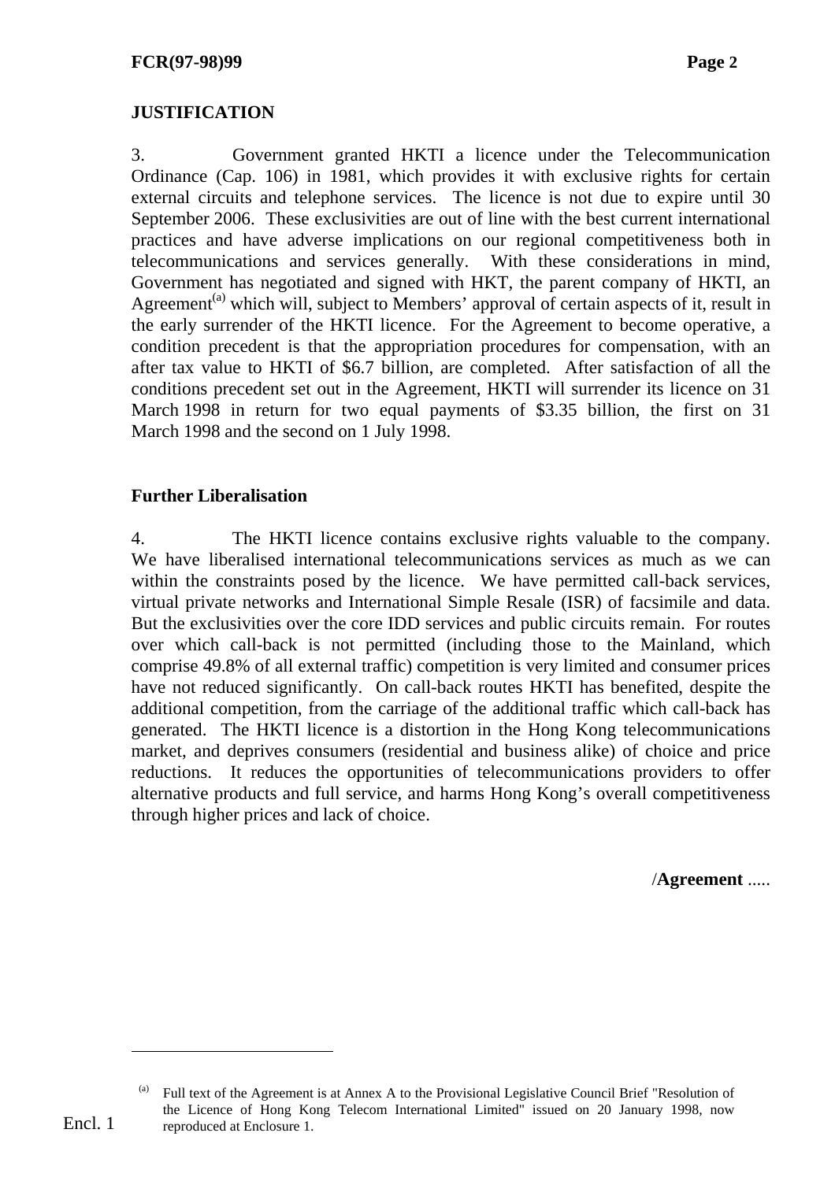## JUSTIFICATION

3. Government granted HKTI a licence under the Telecommunication Ordinance (Cap. 106) in 1981, which provides it with exclusive rights for certain external circuits and telephone services. The licence is not due to expire until 30 September 2006. These exclusivities are out of line with the best current international practices and have adverse implications on our regional competitiveness both in telecommunications and services generally. With these considerations in mind, Government has negotiated and signed with HKT, the parent company of HKTI, an Agreement[(a)] which will, subject to Members' approval of certain aspects of it, result in the early surrender of the HKTI licence. For the Agreement to become operative, a condition precedent is that the appropriation procedures for compensation, with an after tax value to HKTI of $6.7 billion, are completed. After satisfaction of all the conditions precedent set out in the Agreement, HKTI will surrender its licence on 31 March 1998 in return for two equal payments of $3.35 billion, the first on 31 March 1998 and the second on 1 July 1998.

### Further Liberalisation

4. The HKTI licence contains exclusive rights valuable to the company. We have liberalised international telecommunications services as much as we can within the constraints posed by the licence. We have permitted call-back services, virtual private networks and International Simple Resale (ISR) of facsimile and data. But the exclusivities over the core IDD services and public circuits remain. For routes over which call-back is not permitted (including those to the Mainland, which comprise 49.8% of all external traffic) competition is very limited and consumer prices have not reduced significantly. On call-back routes HKTI has benefited, despite the additional competition, from the carriage of the additional traffic which call-back has generated. The HKTI licence is a distortion in the Hong Kong telecommunications market, and deprives consumers (residential and business alike) of choice and price reductions. It reduces the opportunities of telecommunications providers to offer alternative products and full service, and harms Hong Kong's overall competitiveness through higher prices and lack of choice.

/**Agreement** .....

---

Encl. 1

[(a)] Full text of the Agreement is at Annex A to the Provisional Legislative Council Brief "Resolution of the Licence of Hong Kong Telecom International Limited" issued on 20 January 1998, now reproduced at Enclosure 1.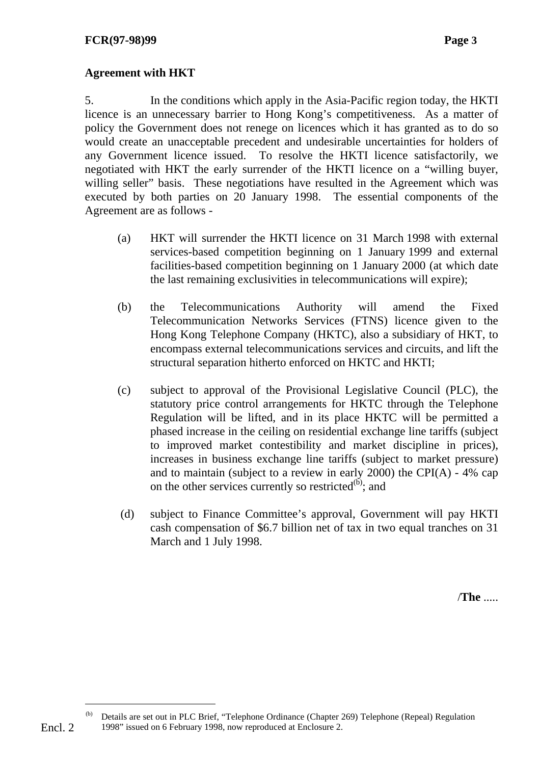## Agreement with HKT

5. In the conditions which apply in the Asia-Pacific region today, the HKTI licence is an unnecessary barrier to Hong Kong's competitiveness. As a matter of policy the Government does not renege on licences which it has granted as to do so would create an unacceptable precedent and undesirable uncertainties for holders of any Government licence issued. To resolve the HKTI licence satisfactorily, we negotiated with HKT the early surrender of the HKTI licence on a "willing buyer, willing seller" basis. These negotiations have resulted in the Agreement which was executed by both parties on 20 January 1998. The essential components of the Agreement are as follows -

(a) HKT will surrender the HKTI licence on 31 March 1998 with external services-based competition beginning on 1 January 1999 and external facilities-based competition beginning on 1 January 2000 (at which date the last remaining exclusivities in telecommunications will expire);

(b) the Telecommunications Authority will amend the Fixed Telecommunication Networks Services (FTNS) licence given to the Hong Kong Telephone Company (HKTC), also a subsidiary of HKT, to encompass external telecommunications services and circuits, and lift the structural separation hitherto enforced on HKTC and HKTI;

(c) subject to approval of the Provisional Legislative Council (PLC), the statutory price control arrangements for HKTC through the Telephone Regulation will be lifted, and in its place HKTC will be permitted a phased increase in the ceiling on residential exchange line tariffs (subject to improved market contestibility and market discipline in prices), increases in business exchange line tariffs (subject to market pressure) and to maintain (subject to a review in early 2000) the CPI(A) - 4% cap on the other services currently so restricted[(b)]; and

(d) subject to Finance Committee's approval, Government will pay HKTI cash compensation of $6.7 billion net of tax in two equal tranches on 31 March and 1 July 1998.

/The .....

---

Encl. 2

[(b)] Details are set out in PLC Brief, "Telephone Ordinance (Chapter 269) Telephone (Repeal) Regulation 1998" issued on 6 February 1998, now reproduced at Enclosure 2.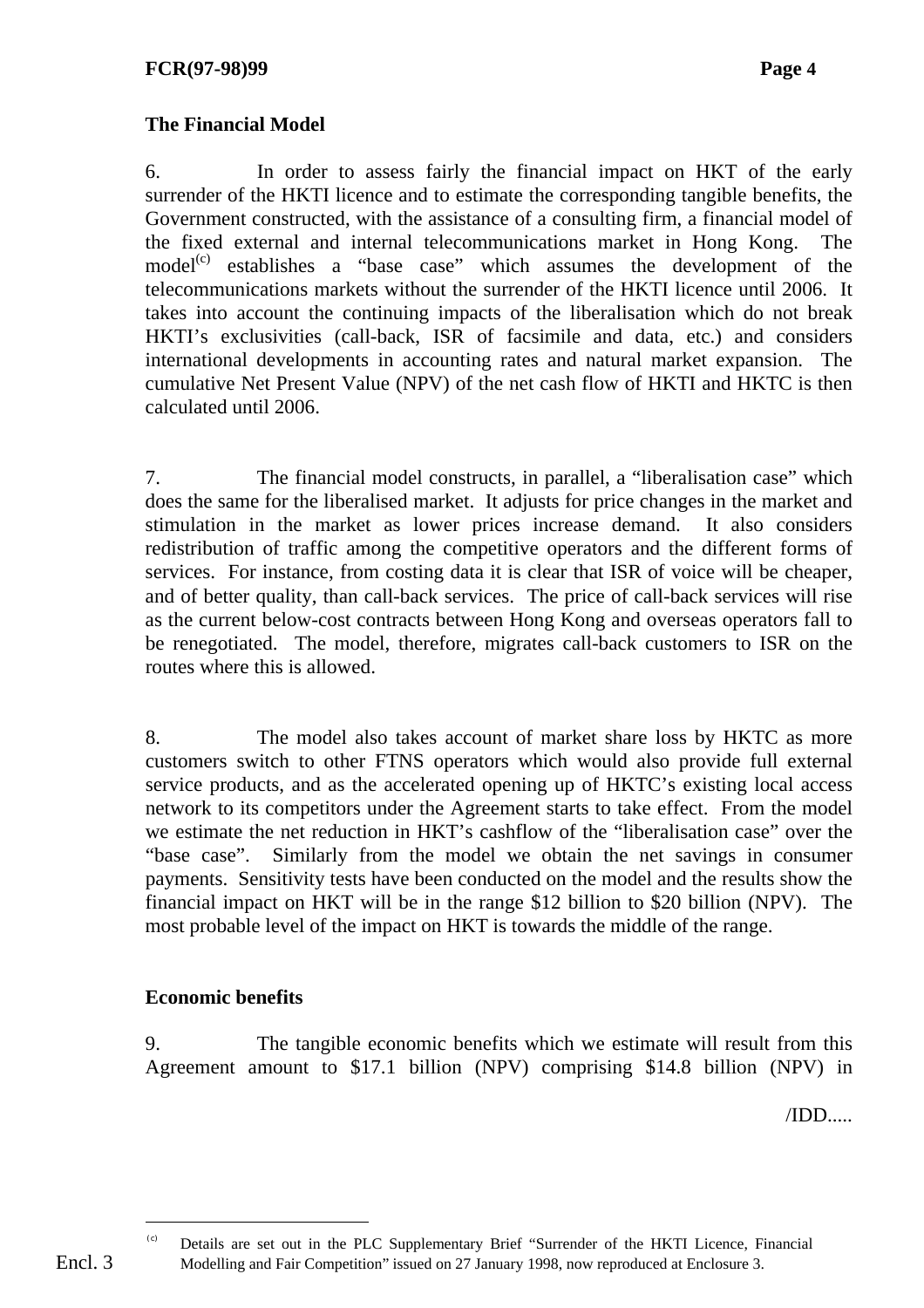**The Financial Model**

6. In order to assess fairly the financial impact on HKT of the early surrender of the HKTI licence and to estimate the corresponding tangible benefits, the Government constructed, with the assistance of a consulting firm, a financial model of the fixed external and internal telecommunications market in Hong Kong. The model[(c)] establishes a "base case" which assumes the development of the telecommunications markets without the surrender of the HKTI licence until 2006. It takes into account the continuing impacts of the liberalisation which do not break HKTI's exclusivities (call-back, ISR of facsimile and data, etc.) and considers international developments in accounting rates and natural market expansion. The cumulative Net Present Value (NPV) of the net cash flow of HKTI and HKTC is then calculated until 2006.

7. The financial model constructs, in parallel, a "liberalisation case" which does the same for the liberalised market. It adjusts for price changes in the market and stimulation in the market as lower prices increase demand. It also considers redistribution of traffic among the competitive operators and the different forms of services. For instance, from costing data it is clear that ISR of voice will be cheaper, and of better quality, than call-back services. The price of call-back services will rise as the current below-cost contracts between Hong Kong and overseas operators fall to be renegotiated. The model, therefore, migrates call-back customers to ISR on the routes where this is allowed.

8. The model also takes account of market share loss by HKTC as more customers switch to other FTNS operators which would also provide full external service products, and as the accelerated opening up of HKTC's existing local access network to its competitors under the Agreement starts to take effect. From the model we estimate the net reduction in HKT's cashflow of the "liberalisation case" over the "base case". Similarly from the model we obtain the net savings in consumer payments. Sensitivity tests have been conducted on the model and the results show the financial impact on HKT will be in the range $12 billion to $20 billion (NPV). The most probable level of the impact on HKT is towards the middle of the range.

**Economic benefits**

9. The tangible economic benefits which we estimate will result from this Agreement amount to $17.1 billion (NPV) comprising $14.8 billion (NPV) in

/IDD.....

---

Encl. 3

(c) Details are set out in the PLC Supplementary Brief "Surrender of the HKTI Licence, Financial Modelling and Fair Competition" issued on 27 January 1998, now reproduced at Enclosure 3.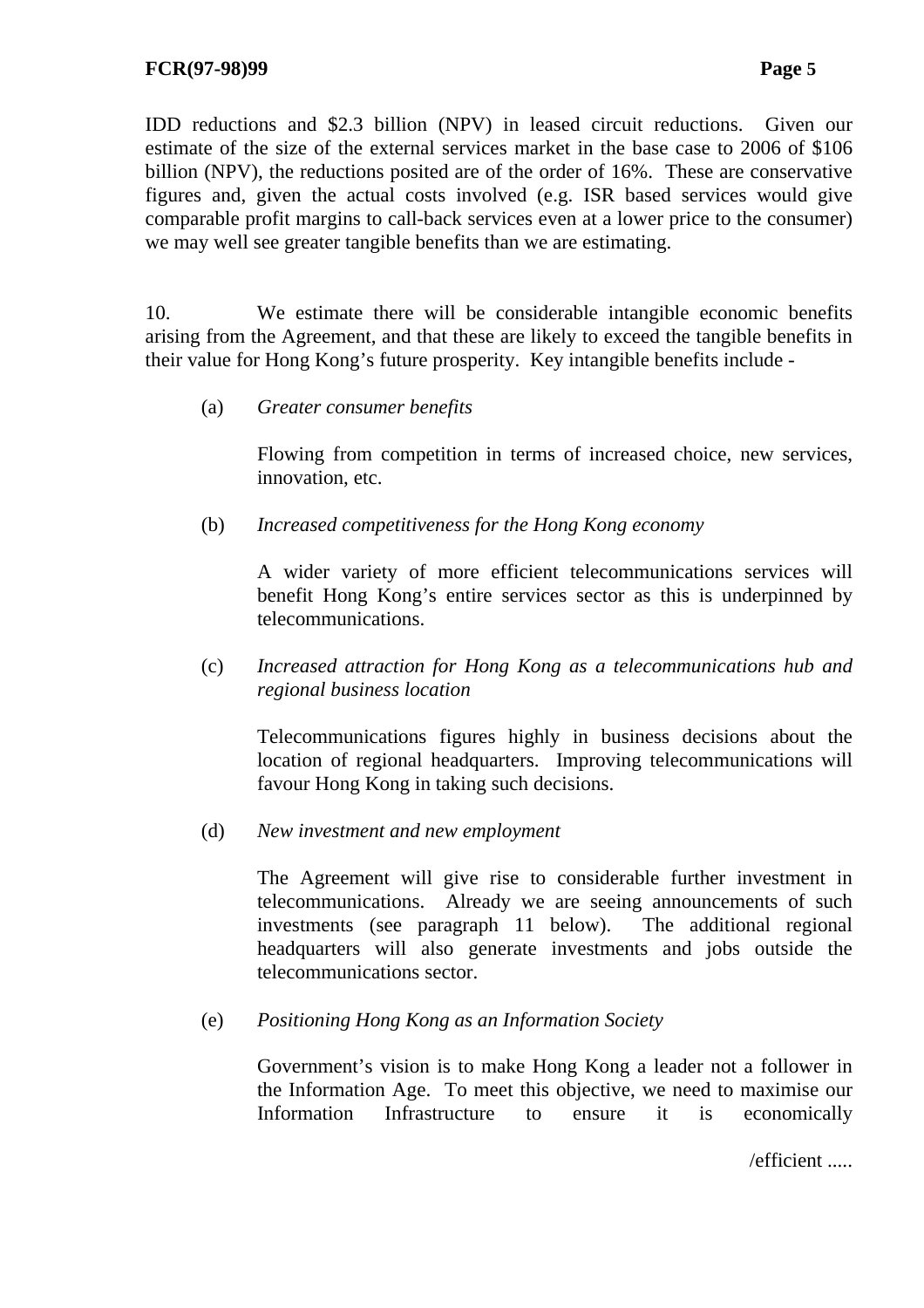IDD reductions and $2.3 billion (NPV) in leased circuit reductions. Given our estimate of the size of the external services market in the base case to 2006 of $106 billion (NPV), the reductions posited are of the order of 16%. These are conservative figures and, given the actual costs involved (e.g. ISR based services would give comparable profit margins to call-back services even at a lower price to the consumer) we may well see greater tangible benefits than we are estimating.

10. We estimate there will be considerable intangible economic benefits arising from the Agreement, and that these are likely to exceed the tangible benefits in their value for Hong Kong's future prosperity. Key intangible benefits include -

(a) *Greater consumer benefits*

Flowing from competition in terms of increased choice, new services, innovation, etc.

(b) *Increased competitiveness for the Hong Kong economy*

A wider variety of more efficient telecommunications services will benefit Hong Kong's entire services sector as this is underpinned by telecommunications.

(c) *Increased attraction for Hong Kong as a telecommunications hub and regional business location*

Telecommunications figures highly in business decisions about the location of regional headquarters. Improving telecommunications will favour Hong Kong in taking such decisions.

(d) *New investment and new employment*

The Agreement will give rise to considerable further investment in telecommunications. Already we are seeing announcements of such investments (see paragraph 11 below). The additional regional headquarters will also generate investments and jobs outside the telecommunications sector.

(e) *Positioning Hong Kong as an Information Society*

Government's vision is to make Hong Kong a leader not a follower in the Information Age. To meet this objective, we need to maximise our Information Infrastructure to ensure it is economically

/efficient .....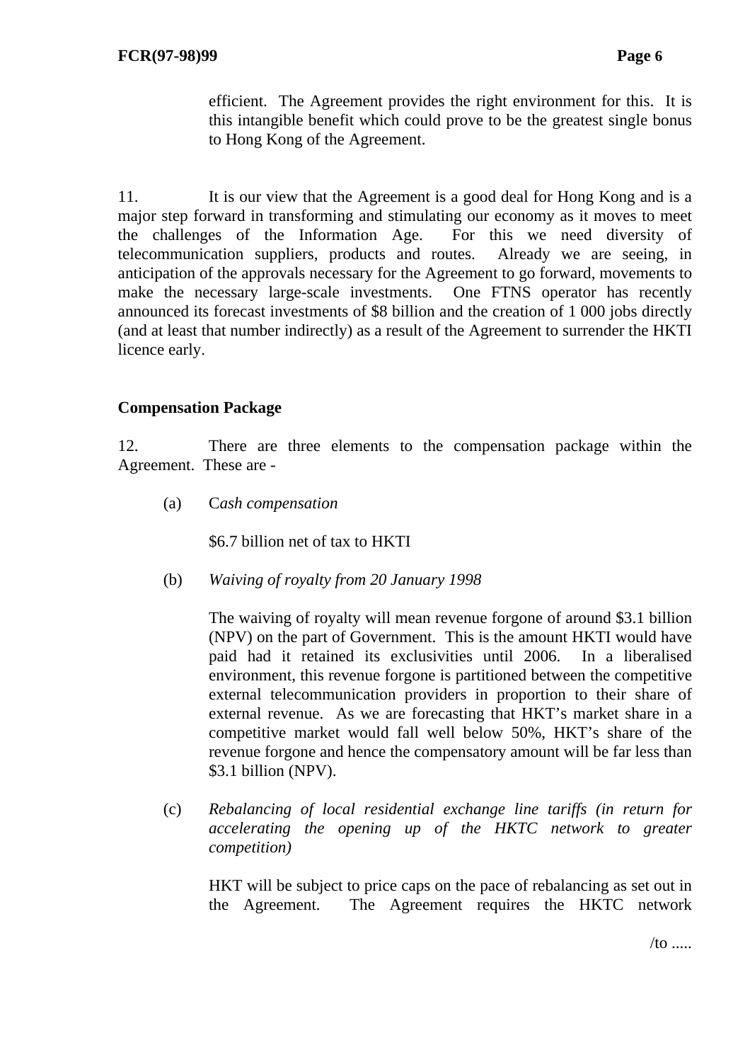efficient. The Agreement provides the right environment for this. It is this intangible benefit which could prove to be the greatest single bonus to Hong Kong of the Agreement.

11. It is our view that the Agreement is a good deal for Hong Kong and is a major step forward in transforming and stimulating our economy as it moves to meet the challenges of the Information Age. For this we need diversity of telecommunication suppliers, products and routes. Already we are seeing, in anticipation of the approvals necessary for the Agreement to go forward, movements to make the necessary large-scale investments. One FTNS operator has recently announced its forecast investments of $8 billion and the creation of 1 000 jobs directly (and at least that number indirectly) as a result of the Agreement to surrender the HKTI licence early.

**Compensation Package**

12. There are three elements to the compensation package within the Agreement. These are -

(a) C*ash compensation*

$6.7 billion net of tax to HKTI

(b) *Waiving of royalty from 20 January 1998*

The waiving of royalty will mean revenue forgone of around $3.1 billion (NPV) on the part of Government. This is the amount HKTI would have paid had it retained its exclusivities until 2006. In a liberalised environment, this revenue forgone is partitioned between the competitive external telecommunication providers in proportion to their share of external revenue. As we are forecasting that HKT's market share in a competitive market would fall well below 50%, HKT's share of the revenue forgone and hence the compensatory amount will be far less than $3.1 billion (NPV).

(c) *Rebalancing of local residential exchange line tariffs (in return for accelerating the opening up of the HKTC network to greater competition)*

HKT will be subject to price caps on the pace of rebalancing as set out in the Agreement. The Agreement requires the HKTC network

/to .....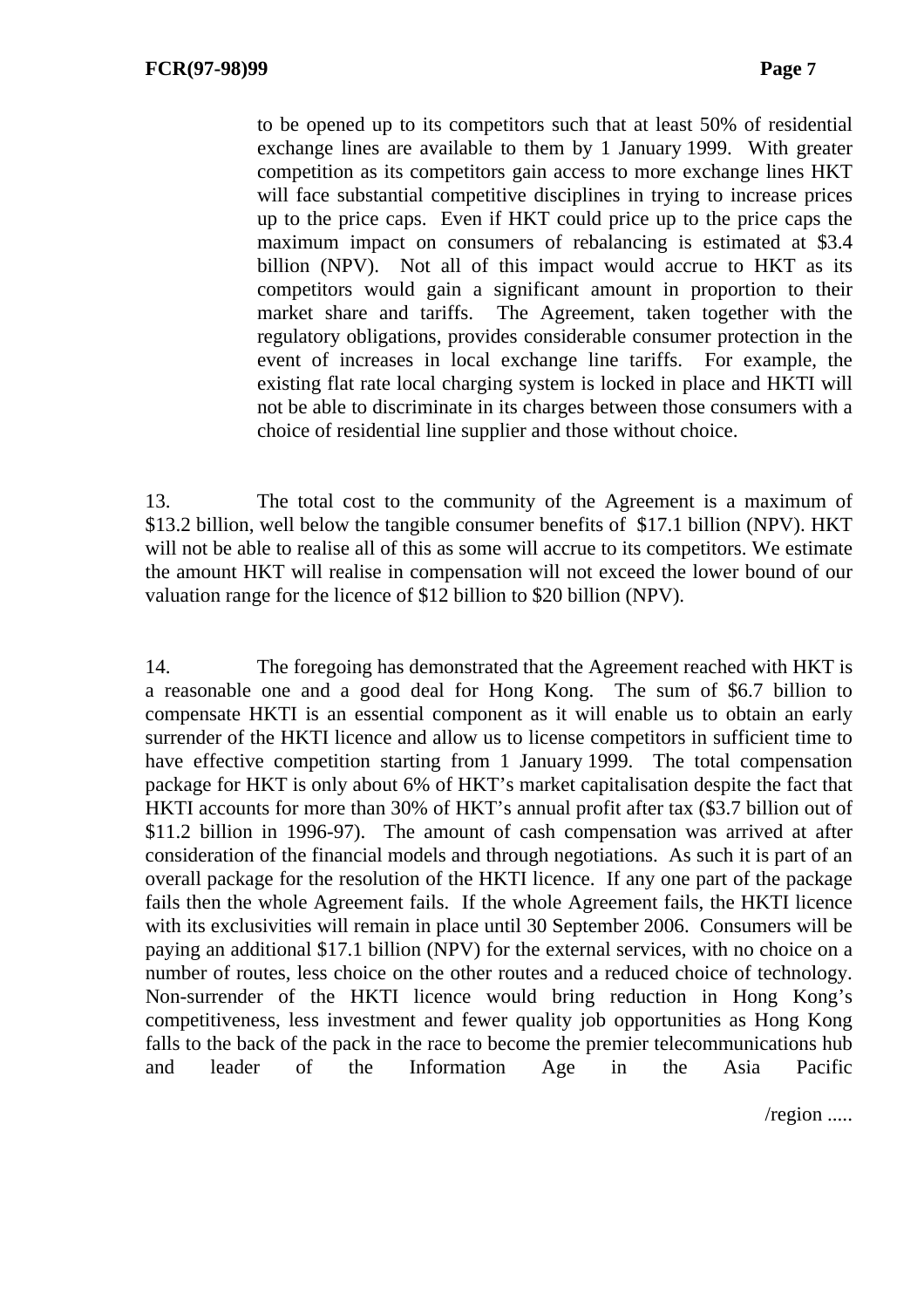to be opened up to its competitors such that at least 50% of residential exchange lines are available to them by 1 January 1999. With greater competition as its competitors gain access to more exchange lines HKT will face substantial competitive disciplines in trying to increase prices up to the price caps. Even if HKT could price up to the price caps the maximum impact on consumers of rebalancing is estimated at $3.4 billion (NPV). Not all of this impact would accrue to HKT as its competitors would gain a significant amount in proportion to their market share and tariffs. The Agreement, taken together with the regulatory obligations, provides considerable consumer protection in the event of increases in local exchange line tariffs. For example, the existing flat rate local charging system is locked in place and HKTI will not be able to discriminate in its charges between those consumers with a choice of residential line supplier and those without choice.

13. The total cost to the community of the Agreement is a maximum of $13.2 billion, well below the tangible consumer benefits of $17.1 billion (NPV). HKT will not be able to realise all of this as some will accrue to its competitors. We estimate the amount HKT will realise in compensation will not exceed the lower bound of our valuation range for the licence of $12 billion to $20 billion (NPV).

14. The foregoing has demonstrated that the Agreement reached with HKT is a reasonable one and a good deal for Hong Kong. The sum of $6.7 billion to compensate HKTI is an essential component as it will enable us to obtain an early surrender of the HKTI licence and allow us to license competitors in sufficient time to have effective competition starting from 1 January 1999. The total compensation package for HKT is only about 6% of HKT's market capitalisation despite the fact that HKTI accounts for more than 30% of HKT's annual profit after tax ($3.7 billion out of $11.2 billion in 1996-97). The amount of cash compensation was arrived at after consideration of the financial models and through negotiations. As such it is part of an overall package for the resolution of the HKTI licence. If any one part of the package fails then the whole Agreement fails. If the whole Agreement fails, the HKTI licence with its exclusivities will remain in place until 30 September 2006. Consumers will be paying an additional $17.1 billion (NPV) for the external services, with no choice on a number of routes, less choice on the other routes and a reduced choice of technology. Non-surrender of the HKTI licence would bring reduction in Hong Kong's competitiveness, less investment and fewer quality job opportunities as Hong Kong falls to the back of the pack in the race to become the premier telecommunications hub and leader of the Information Age in the Asia Pacific region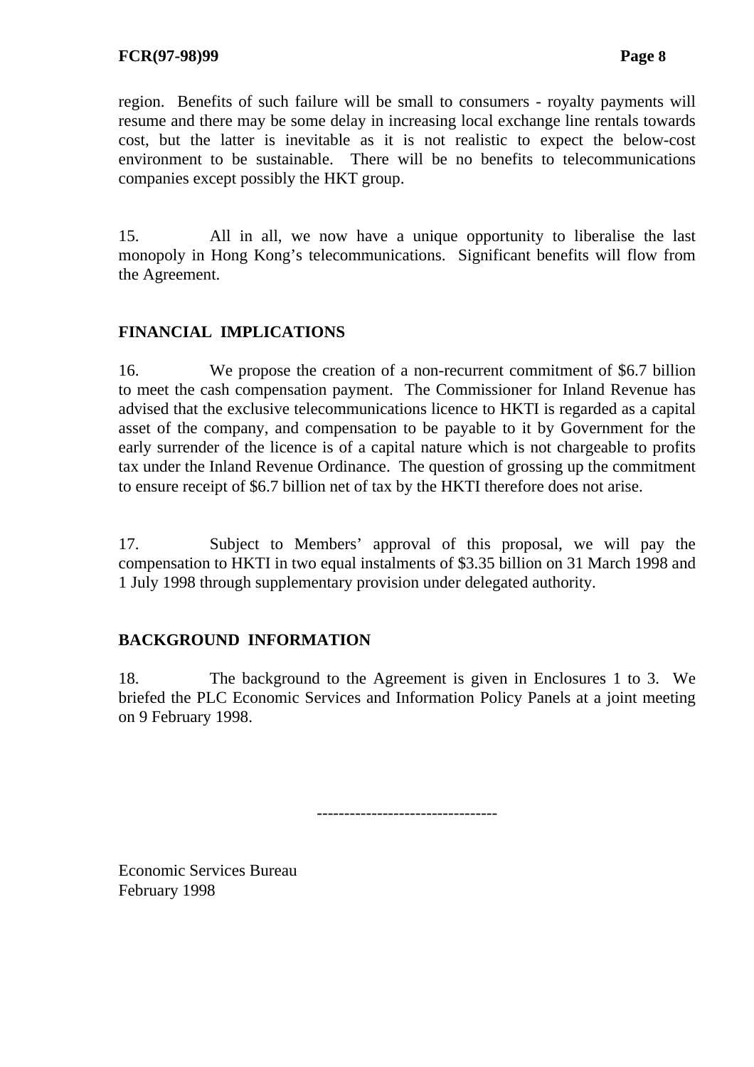region. Benefits of such failure will be small to consumers - royalty payments will resume and there may be some delay in increasing local exchange line rentals towards cost, but the latter is inevitable as it is not realistic to expect the below-cost environment to be sustainable. There will be no benefits to telecommunications companies except possibly the HKT group.

15. All in all, we now have a unique opportunity to liberalise the last monopoly in Hong Kong's telecommunications. Significant benefits will flow from the Agreement.

## FINANCIAL IMPLICATIONS

16. We propose the creation of a non-recurrent commitment of $6.7 billion to meet the cash compensation payment. The Commissioner for Inland Revenue has advised that the exclusive telecommunications licence to HKTI is regarded as a capital asset of the company, and compensation to be payable to it by Government for the early surrender of the licence is of a capital nature which is not chargeable to profits tax under the Inland Revenue Ordinance. The question of grossing up the commitment to ensure receipt of $6.7 billion net of tax by the HKTI therefore does not arise.

17. Subject to Members' approval of this proposal, we will pay the compensation to HKTI in two equal instalments of $3.35 billion on 31 March 1998 and 1 July 1998 through supplementary provision under delegated authority.

## BACKGROUND INFORMATION

18. The background to the Agreement is given in Enclosures 1 to 3. We briefed the PLC Economic Services and Information Policy Panels at a joint meeting on 9 February 1998.

--------------------------------

Economic Services Bureau
February 1998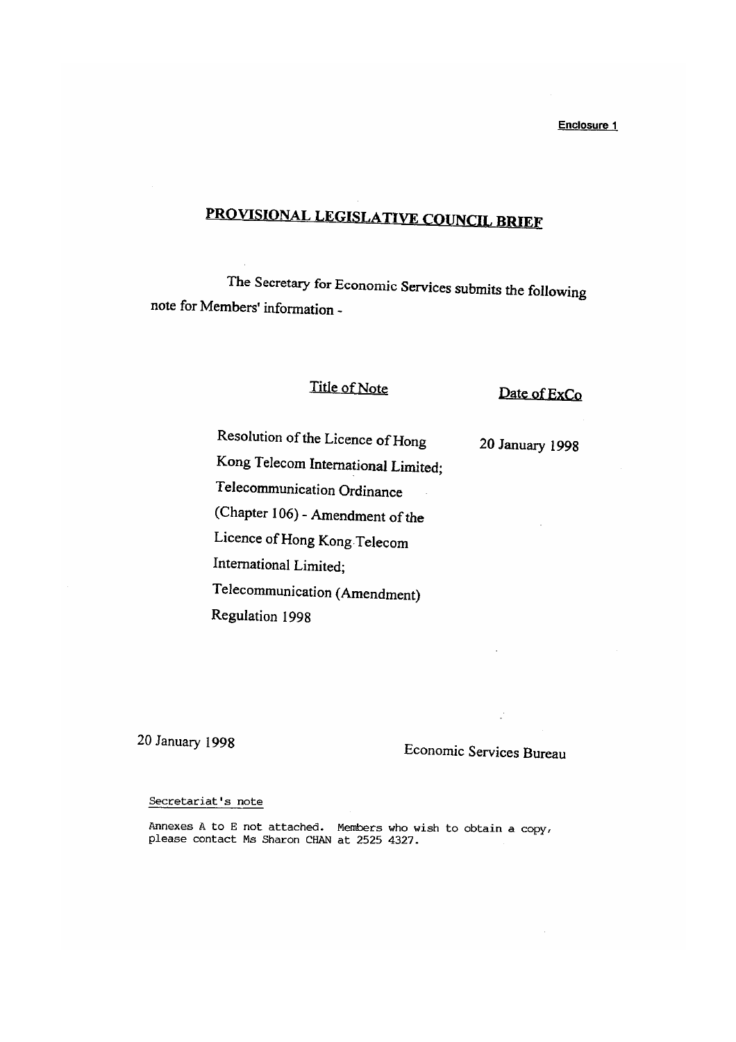**Enclosure 1**

# PROVISIONAL LEGISLATIVE COUNCIL BRIEF

The Secretary for Economic Services submits the following note for Members' information -

| Title of Note | Date of ExCo |
|---|---|
| Resolution of the Licence of Hong Kong Telecom International Limited; Telecommunication Ordinance (Chapter 106) - Amendment of the Licence of Hong Kong Telecom International Limited; Telecommunication (Amendment) Regulation 1998 | 20 January 1998 |

20 January 1998

Economic Services Bureau

Secretariat's note

Annexes A to E not attached. Members who wish to obtain a copy, please contact Ms Sharon CHAN at 2525 4327.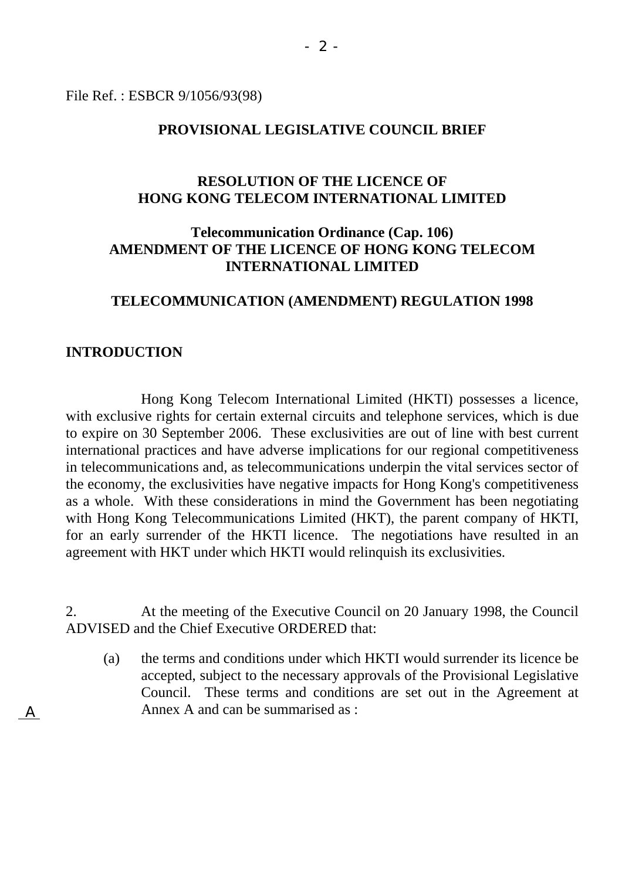File Ref. : ESBCR 9/1056/93(98)

**PROVISIONAL LEGISLATIVE COUNCIL BRIEF**

**RESOLUTION OF THE LICENCE OF HONG KONG TELECOM INTERNATIONAL LIMITED**

**Telecommunication Ordinance (Cap. 106)**
**AMENDMENT OF THE LICENCE OF HONG KONG TELECOM INTERNATIONAL LIMITED**

**TELECOMMUNICATION (AMENDMENT) REGULATION 1998**

**INTRODUCTION**

Hong Kong Telecom International Limited (HKTI) possesses a licence, with exclusive rights for certain external circuits and telephone services, which is due to expire on 30 September 2006. These exclusivities are out of line with best current international practices and have adverse implications for our regional competitiveness in telecommunications and, as telecommunications underpin the vital services sector of the economy, the exclusivities have negative impacts for Hong Kong's competitiveness as a whole. With these considerations in mind the Government has been negotiating with Hong Kong Telecommunications Limited (HKT), the parent company of HKTI, for an early surrender of the HKTI licence. The negotiations have resulted in an agreement with HKT under which HKTI would relinquish its exclusivities.

2. At the meeting of the Executive Council on 20 January 1998, the Council ADVISED and the Chief Executive ORDERED that:

(a) the terms and conditions under which HKTI would surrender its licence be accepted, subject to the necessary approvals of the Provisional Legislative Council. These terms and conditions are set out in the Agreement at Annex A and can be summarised as :

A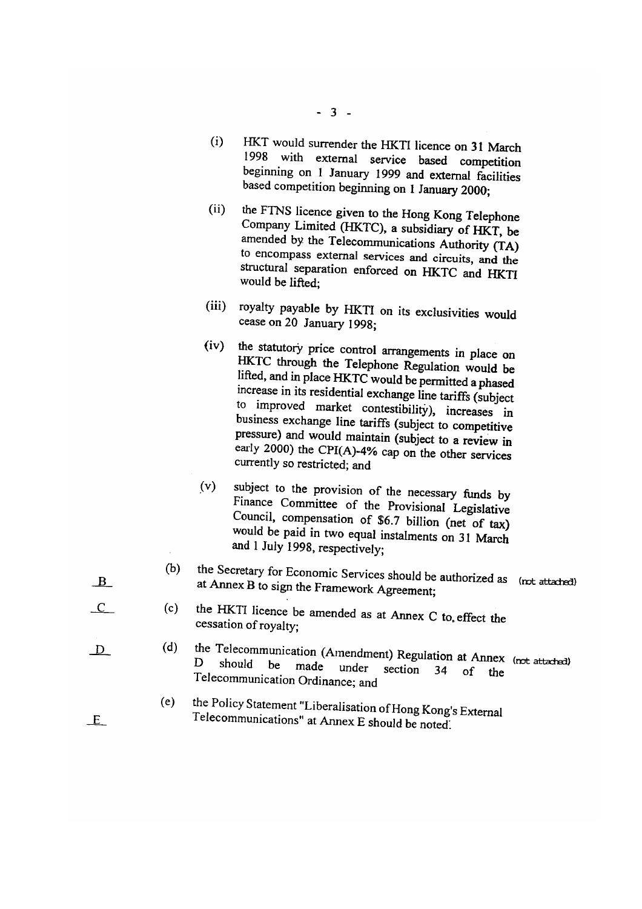(i) HKT would surrender the HKTI licence on 31 March 1998 with external service based competition beginning on 1 January 1999 and external facilities based competition beginning on 1 January 2000;

(ii) the FTNS licence given to the Hong Kong Telephone Company Limited (HKTC), a subsidiary of HKT, be amended by the Telecommunications Authority (TA) to encompass external services and circuits, and the structural separation enforced on HKTC and HKTI would be lifted;

(iii) royalty payable by HKTI on its exclusivities would cease on 20 January 1998;

(iv) the statutory price control arrangements in place on HKTC through the Telephone Regulation would be lifted, and in place HKTC would be permitted a phased increase in its residential exchange line tariffs (subject to improved market contestibility), increases in business exchange line tariffs (subject to competitive pressure) and would maintain (subject to a review in early 2000) the CPI(A)-4% cap on the other services currently so restricted; and

(v) subject to the provision of the necessary funds by Finance Committee of the Provisional Legislative Council, compensation of $6.7 billion (net of tax) would be paid in two equal instalments on 31 March and 1 July 1998, respectively;

B (b) the Secretary for Economic Services should be authorized as at Annex B to sign the Framework Agreement; (not attached)

C (c) the HKTI licence be amended as at Annex C to effect the cessation of royalty;

D (d) the Telecommunication (Amendment) Regulation at Annex D should be made under section 34 of the Telecommunication Ordinance; and (not attached)

E (e) the Policy Statement "Liberalisation of Hong Kong's External Telecommunications" at Annex E should be noted.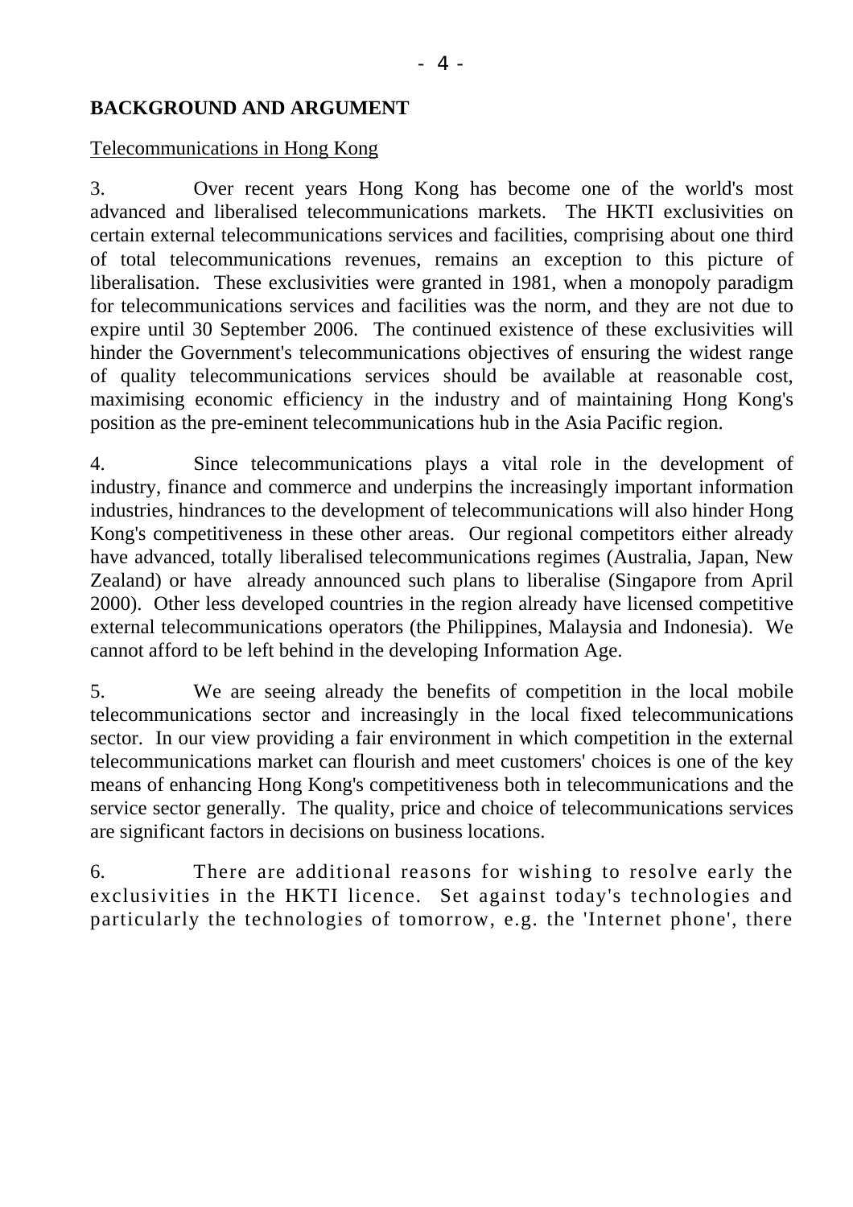**BACKGROUND AND ARGUMENT**

<u>Telecommunications in Hong Kong</u>

3. Over recent years Hong Kong has become one of the world's most advanced and liberalised telecommunications markets. The HKTI exclusivities on certain external telecommunications services and facilities, comprising about one third of total telecommunications revenues, remains an exception to this picture of liberalisation. These exclusivities were granted in 1981, when a monopoly paradigm for telecommunications services and facilities was the norm, and they are not due to expire until 30 September 2006. The continued existence of these exclusivities will hinder the Government's telecommunications objectives of ensuring the widest range of quality telecommunications services should be available at reasonable cost, maximising economic efficiency in the industry and of maintaining Hong Kong's position as the pre-eminent telecommunications hub in the Asia Pacific region.

4. Since telecommunications plays a vital role in the development of industry, finance and commerce and underpins the increasingly important information industries, hindrances to the development of telecommunications will also hinder Hong Kong's competitiveness in these other areas. Our regional competitors either already have advanced, totally liberalised telecommunications regimes (Australia, Japan, New Zealand) or have already announced such plans to liberalise (Singapore from April 2000). Other less developed countries in the region already have licensed competitive external telecommunications operators (the Philippines, Malaysia and Indonesia). We cannot afford to be left behind in the developing Information Age.

5. We are seeing already the benefits of competition in the local mobile telecommunications sector and increasingly in the local fixed telecommunications sector. In our view providing a fair environment in which competition in the external telecommunications market can flourish and meet customers' choices is one of the key means of enhancing Hong Kong's competitiveness both in telecommunications and the service sector generally. The quality, price and choice of telecommunications services are significant factors in decisions on business locations.

6. There are additional reasons for wishing to resolve early the exclusivities in the HKTI licence. Set against today's technologies and particularly the technologies of tomorrow, e.g. the 'Internet phone', there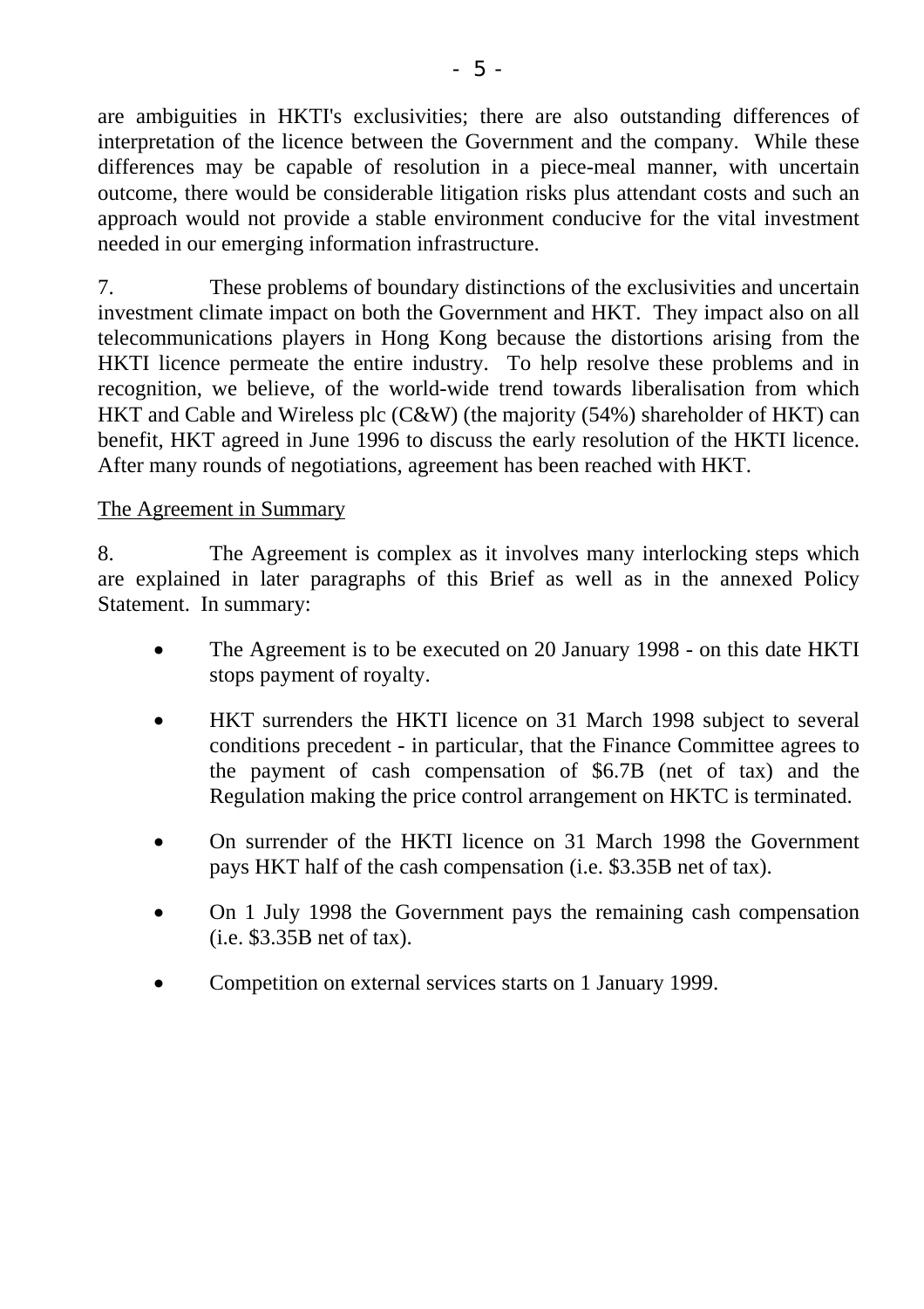are ambiguities in HKTI's exclusivities; there are also outstanding differences of interpretation of the licence between the Government and the company. While these differences may be capable of resolution in a piece-meal manner, with uncertain outcome, there would be considerable litigation risks plus attendant costs and such an approach would not provide a stable environment conducive for the vital investment needed in our emerging information infrastructure.

7. These problems of boundary distinctions of the exclusivities and uncertain investment climate impact on both the Government and HKT. They impact also on all telecommunications players in Hong Kong because the distortions arising from the HKTI licence permeate the entire industry. To help resolve these problems and in recognition, we believe, of the world-wide trend towards liberalisation from which HKT and Cable and Wireless plc (C&W) (the majority (54%) shareholder of HKT) can benefit, HKT agreed in June 1996 to discuss the early resolution of the HKTI licence. After many rounds of negotiations, agreement has been reached with HKT.

<u>The Agreement in Summary</u>

8. The Agreement is complex as it involves many interlocking steps which are explained in later paragraphs of this Brief as well as in the annexed Policy Statement. In summary:

- The Agreement is to be executed on 20 January 1998 - on this date HKTI stops payment of royalty.
- HKT surrenders the HKTI licence on 31 March 1998 subject to several conditions precedent - in particular, that the Finance Committee agrees to the payment of cash compensation of $6.7B (net of tax) and the Regulation making the price control arrangement on HKTC is terminated.
- On surrender of the HKTI licence on 31 March 1998 the Government pays HKT half of the cash compensation (i.e. $3.35B net of tax).
- On 1 July 1998 the Government pays the remaining cash compensation (i.e. $3.35B net of tax).
- Competition on external services starts on 1 January 1999.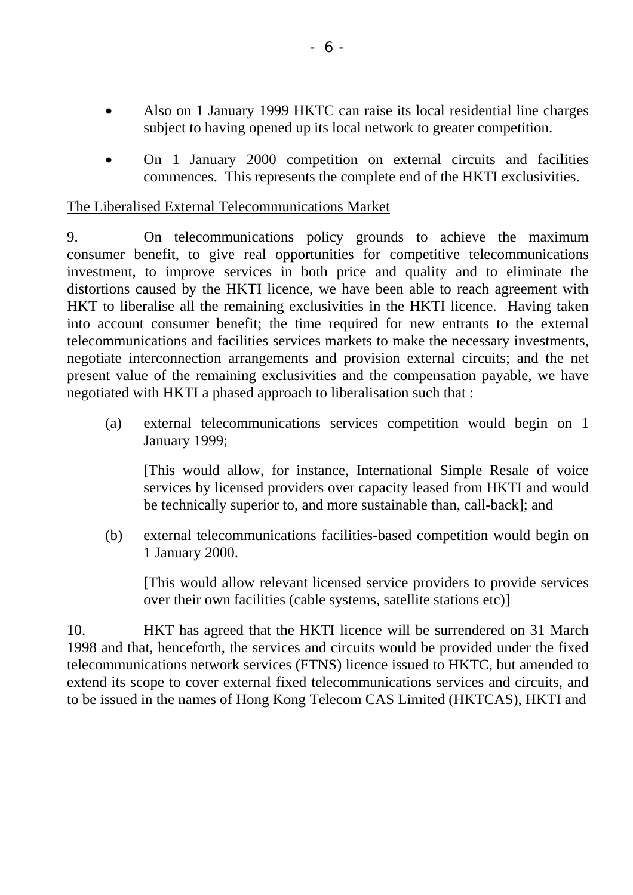- Also on 1 January 1999 HKTC can raise its local residential line charges subject to having opened up its local network to greater competition.

- On 1 January 2000 competition on external circuits and facilities commences. This represents the complete end of the HKTI exclusivities.

<u>The Liberalised External Telecommunications Market</u>

9. On telecommunications policy grounds to achieve the maximum consumer benefit, to give real opportunities for competitive telecommunications investment, to improve services in both price and quality and to eliminate the distortions caused by the HKTI licence, we have been able to reach agreement with HKT to liberalise all the remaining exclusivities in the HKTI licence. Having taken into account consumer benefit; the time required for new entrants to the external telecommunications and facilities services markets to make the necessary investments, negotiate interconnection arrangements and provision external circuits; and the net present value of the remaining exclusivities and the compensation payable, we have negotiated with HKTI a phased approach to liberalisation such that :

(a) external telecommunications services competition would begin on 1 January 1999;

    [This would allow, for instance, International Simple Resale of voice services by licensed providers over capacity leased from HKTI and would be technically superior to, and more sustainable than, call-back]; and

(b) external telecommunications facilities-based competition would begin on 1 January 2000.

    [This would allow relevant licensed service providers to provide services over their own facilities (cable systems, satellite stations etc)]

10. HKT has agreed that the HKTI licence will be surrendered on 31 March 1998 and that, henceforth, the services and circuits would be provided under the fixed telecommunications network services (FTNS) licence issued to HKTC, but amended to extend its scope to cover external fixed telecommunications services and circuits, and to be issued in the names of Hong Kong Telecom CAS Limited (HKTCAS), HKTI and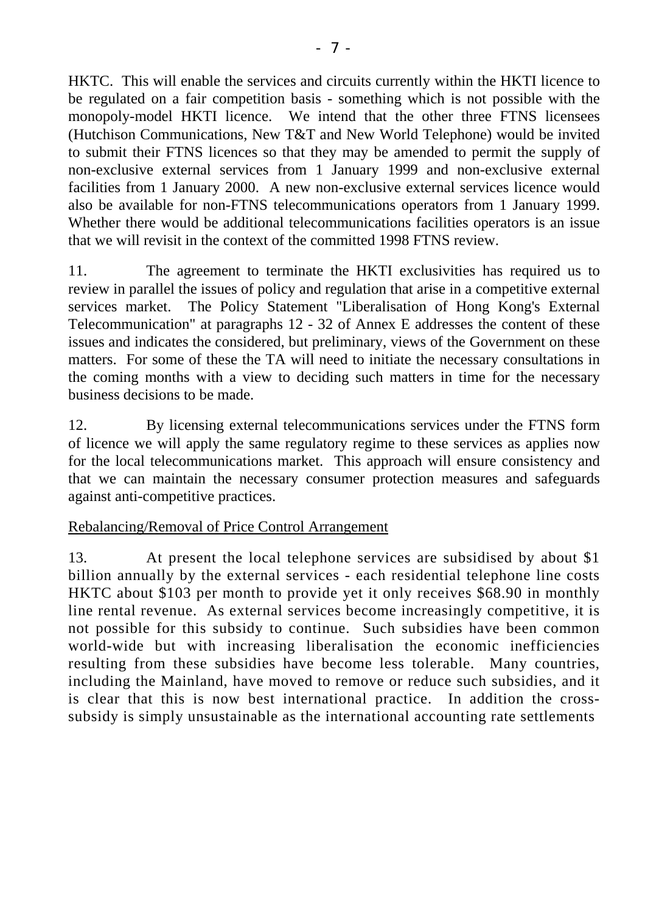HKTC. This will enable the services and circuits currently within the HKTI licence to be regulated on a fair competition basis - something which is not possible with the monopoly-model HKTI licence. We intend that the other three FTNS licensees (Hutchison Communications, New T&T and New World Telephone) would be invited to submit their FTNS licences so that they may be amended to permit the supply of non-exclusive external services from 1 January 1999 and non-exclusive external facilities from 1 January 2000. A new non-exclusive external services licence would also be available for non-FTNS telecommunications operators from 1 January 1999. Whether there would be additional telecommunications facilities operators is an issue that we will revisit in the context of the committed 1998 FTNS review.

11. The agreement to terminate the HKTI exclusivities has required us to review in parallel the issues of policy and regulation that arise in a competitive external services market. The Policy Statement "Liberalisation of Hong Kong's External Telecommunication" at paragraphs 12 - 32 of Annex E addresses the content of these issues and indicates the considered, but preliminary, views of the Government on these matters. For some of these the TA will need to initiate the necessary consultations in the coming months with a view to deciding such matters in time for the necessary business decisions to be made.

12. By licensing external telecommunications services under the FTNS form of licence we will apply the same regulatory regime to these services as applies now for the local telecommunications market. This approach will ensure consistency and that we can maintain the necessary consumer protection measures and safeguards against anti-competitive practices.

<u>Rebalancing/Removal of Price Control Arrangement</u>

13. At present the local telephone services are subsidised by about $1 billion annually by the external services - each residential telephone line costs HKTC about $103 per month to provide yet it only receives $68.90 in monthly line rental revenue. As external services become increasingly competitive, it is not possible for this subsidy to continue. Such subsidies have been common world-wide but with increasing liberalisation the economic inefficiencies resulting from these subsidies have become less tolerable. Many countries, including the Mainland, have moved to remove or reduce such subsidies, and it is clear that this is now best international practice. In addition the cross-subsidy is simply unsustainable as the international accounting rate settlements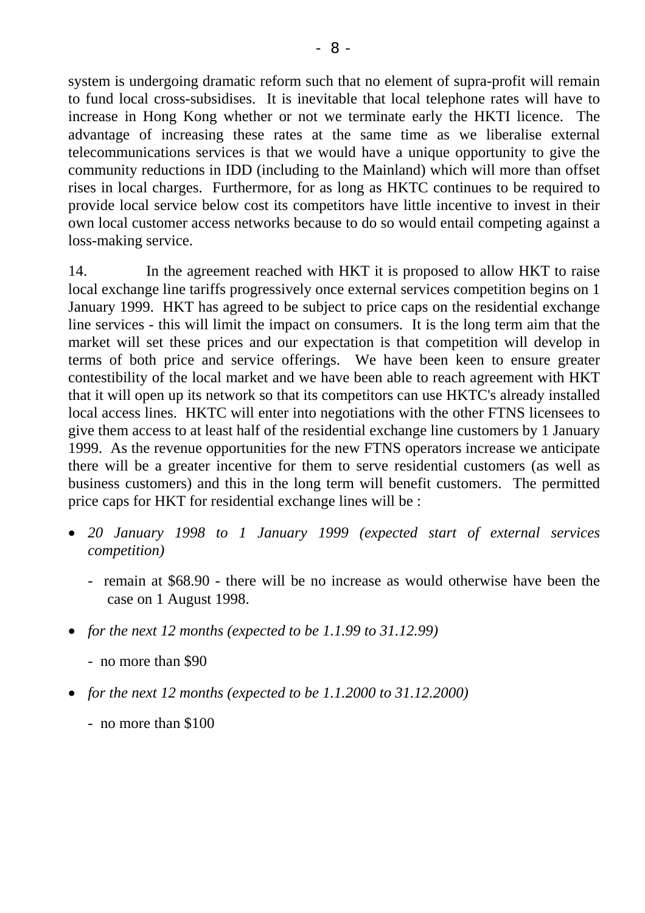system is undergoing dramatic reform such that no element of supra-profit will remain to fund local cross-subsidises. It is inevitable that local telephone rates will have to increase in Hong Kong whether or not we terminate early the HKTI licence. The advantage of increasing these rates at the same time as we liberalise external telecommunications services is that we would have a unique opportunity to give the community reductions in IDD (including to the Mainland) which will more than offset rises in local charges. Furthermore, for as long as HKTC continues to be required to provide local service below cost its competitors have little incentive to invest in their own local customer access networks because to do so would entail competing against a loss-making service.

14. In the agreement reached with HKT it is proposed to allow HKT to raise local exchange line tariffs progressively once external services competition begins on 1 January 1999. HKT has agreed to be subject to price caps on the residential exchange line services - this will limit the impact on consumers. It is the long term aim that the market will set these prices and our expectation is that competition will develop in terms of both price and service offerings. We have been keen to ensure greater contestibility of the local market and we have been able to reach agreement with HKT that it will open up its network so that its competitors can use HKTC's already installed local access lines. HKTC will enter into negotiations with the other FTNS licensees to give them access to at least half of the residential exchange line customers by 1 January 1999. As the revenue opportunities for the new FTNS operators increase we anticipate there will be a greater incentive for them to serve residential customers (as well as business customers) and this in the long term will benefit customers. The permitted price caps for HKT for residential exchange lines will be :

- *20 January 1998 to 1 January 1999 (expected start of external services competition)*
  - remain at $68.90 - there will be no increase as would otherwise have been the case on 1 August 1998.
- *for the next 12 months (expected to be 1.1.99 to 31.12.99)*
  - no more than $90
- *for the next 12 months (expected to be 1.1.2000 to 31.12.2000)*
  - no more than $100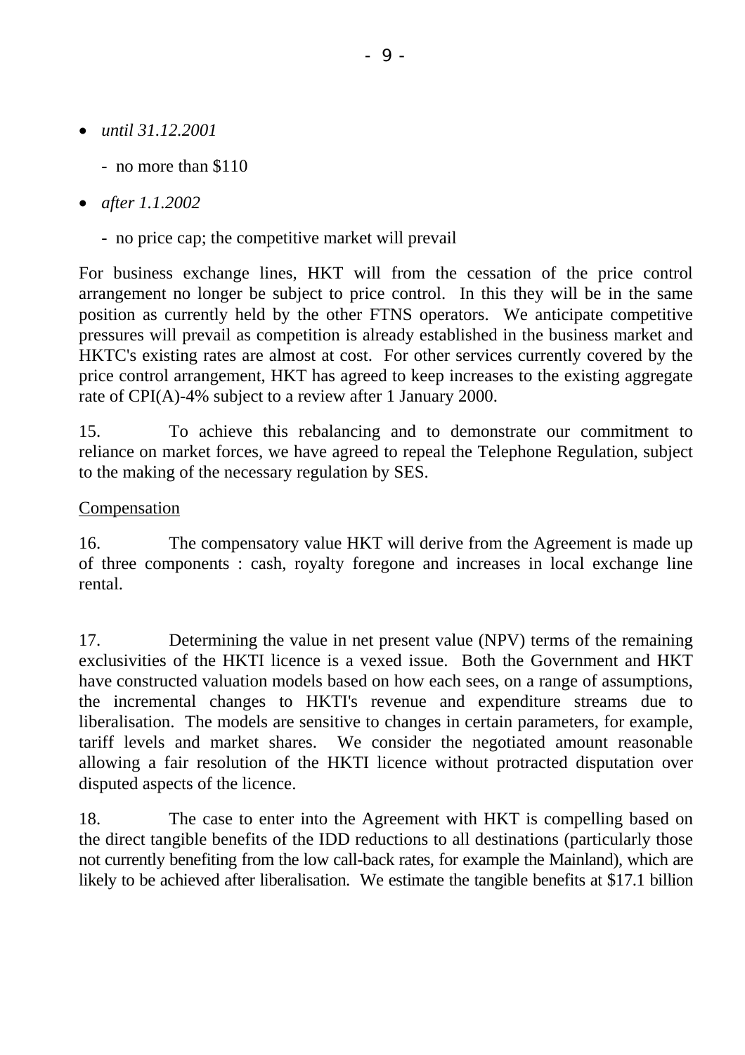- *until 31.12.2001*
  - no more than $110
- *after 1.1.2002*
  - no price cap; the competitive market will prevail

For business exchange lines, HKT will from the cessation of the price control arrangement no longer be subject to price control. In this they will be in the same position as currently held by the other FTNS operators. We anticipate competitive pressures will prevail as competition is already established in the business market and HKTC's existing rates are almost at cost. For other services currently covered by the price control arrangement, HKT has agreed to keep increases to the existing aggregate rate of CPI(A)-4% subject to a review after 1 January 2000.

15. To achieve this rebalancing and to demonstrate our commitment to reliance on market forces, we have agreed to repeal the Telephone Regulation, subject to the making of the necessary regulation by SES.

<u>Compensation</u>

16. The compensatory value HKT will derive from the Agreement is made up of three components : cash, royalty foregone and increases in local exchange line rental.

17. Determining the value in net present value (NPV) terms of the remaining exclusivities of the HKTI licence is a vexed issue. Both the Government and HKT have constructed valuation models based on how each sees, on a range of assumptions, the incremental changes to HKTI's revenue and expenditure streams due to liberalisation. The models are sensitive to changes in certain parameters, for example, tariff levels and market shares. We consider the negotiated amount reasonable allowing a fair resolution of the HKTI licence without protracted disputation over disputed aspects of the licence.

18. The case to enter into the Agreement with HKT is compelling based on the direct tangible benefits of the IDD reductions to all destinations (particularly those not currently benefiting from the low call-back rates, for example the Mainland), which are likely to be achieved after liberalisation. We estimate the tangible benefits at $17.1 billion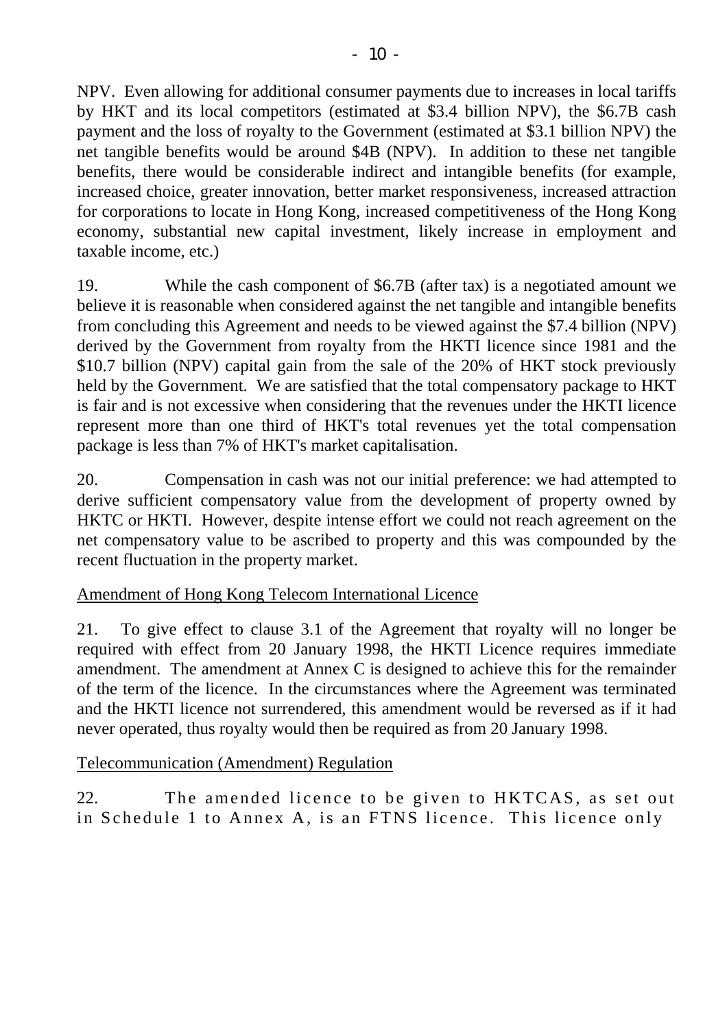NPV. Even allowing for additional consumer payments due to increases in local tariffs by HKT and its local competitors (estimated at $3.4 billion NPV), the $6.7B cash payment and the loss of royalty to the Government (estimated at $3.1 billion NPV) the net tangible benefits would be around $4B (NPV). In addition to these net tangible benefits, there would be considerable indirect and intangible benefits (for example, increased choice, greater innovation, better market responsiveness, increased attraction for corporations to locate in Hong Kong, increased competitiveness of the Hong Kong economy, substantial new capital investment, likely increase in employment and taxable income, etc.)

19. While the cash component of $6.7B (after tax) is a negotiated amount we believe it is reasonable when considered against the net tangible and intangible benefits from concluding this Agreement and needs to be viewed against the $7.4 billion (NPV) derived by the Government from royalty from the HKTI licence since 1981 and the $10.7 billion (NPV) capital gain from the sale of the 20% of HKT stock previously held by the Government. We are satisfied that the total compensatory package to HKT is fair and is not excessive when considering that the revenues under the HKTI licence represent more than one third of HKT's total revenues yet the total compensation package is less than 7% of HKT's market capitalisation.

20. Compensation in cash was not our initial preference: we had attempted to derive sufficient compensatory value from the development of property owned by HKTC or HKTI. However, despite intense effort we could not reach agreement on the net compensatory value to be ascribed to property and this was compounded by the recent fluctuation in the property market.

Amendment of Hong Kong Telecom International Licence

21. To give effect to clause 3.1 of the Agreement that royalty will no longer be required with effect from 20 January 1998, the HKTI Licence requires immediate amendment. The amendment at Annex C is designed to achieve this for the remainder of the term of the licence. In the circumstances where the Agreement was terminated and the HKTI licence not surrendered, this amendment would be reversed as if it had never operated, thus royalty would then be required as from 20 January 1998.

Telecommunication (Amendment) Regulation

22. The amended licence to be given to HKTCAS, as set out in Schedule 1 to Annex A, is an FTNS licence. This licence only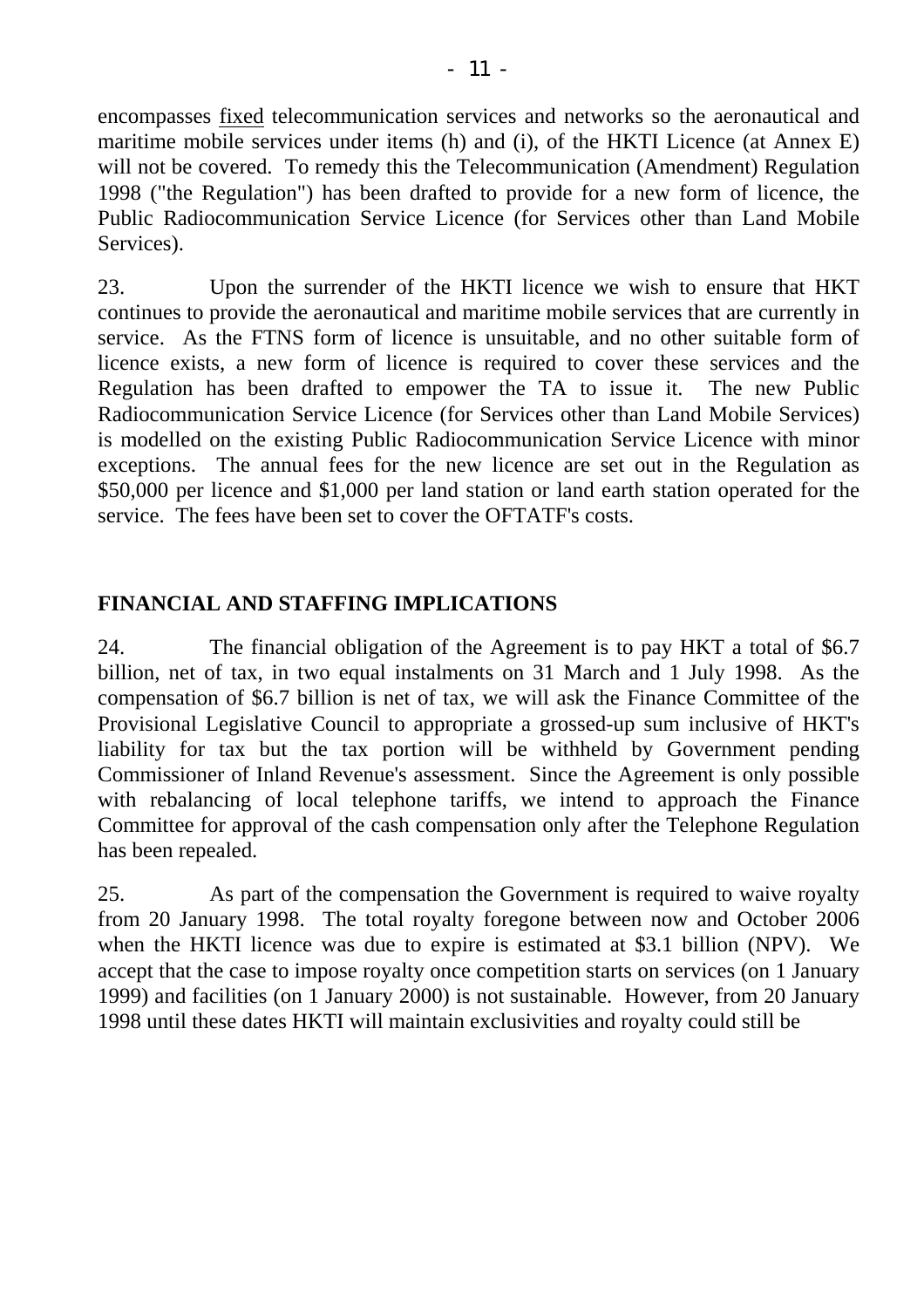encompasses <u>fixed</u> telecommunication services and networks so the aeronautical and maritime mobile services under items (h) and (i), of the HKTI Licence (at Annex E) will not be covered. To remedy this the Telecommunication (Amendment) Regulation 1998 ("the Regulation") has been drafted to provide for a new form of licence, the Public Radiocommunication Service Licence (for Services other than Land Mobile Services).

23. Upon the surrender of the HKTI licence we wish to ensure that HKT continues to provide the aeronautical and maritime mobile services that are currently in service. As the FTNS form of licence is unsuitable, and no other suitable form of licence exists, a new form of licence is required to cover these services and the Regulation has been drafted to empower the TA to issue it. The new Public Radiocommunication Service Licence (for Services other than Land Mobile Services) is modelled on the existing Public Radiocommunication Service Licence with minor exceptions. The annual fees for the new licence are set out in the Regulation as $50,000 per licence and $1,000 per land station or land earth station operated for the service. The fees have been set to cover the OFTATF's costs.

## FINANCIAL AND STAFFING IMPLICATIONS

24. The financial obligation of the Agreement is to pay HKT a total of $6.7 billion, net of tax, in two equal instalments on 31 March and 1 July 1998. As the compensation of $6.7 billion is net of tax, we will ask the Finance Committee of the Provisional Legislative Council to appropriate a grossed-up sum inclusive of HKT's liability for tax but the tax portion will be withheld by Government pending Commissioner of Inland Revenue's assessment. Since the Agreement is only possible with rebalancing of local telephone tariffs, we intend to approach the Finance Committee for approval of the cash compensation only after the Telephone Regulation has been repealed.

25. As part of the compensation the Government is required to waive royalty from 20 January 1998. The total royalty foregone between now and October 2006 when the HKTI licence was due to expire is estimated at $3.1 billion (NPV). We accept that the case to impose royalty once competition starts on services (on 1 January 1999) and facilities (on 1 January 2000) is not sustainable. However, from 20 January 1998 until these dates HKTI will maintain exclusivities and royalty could still be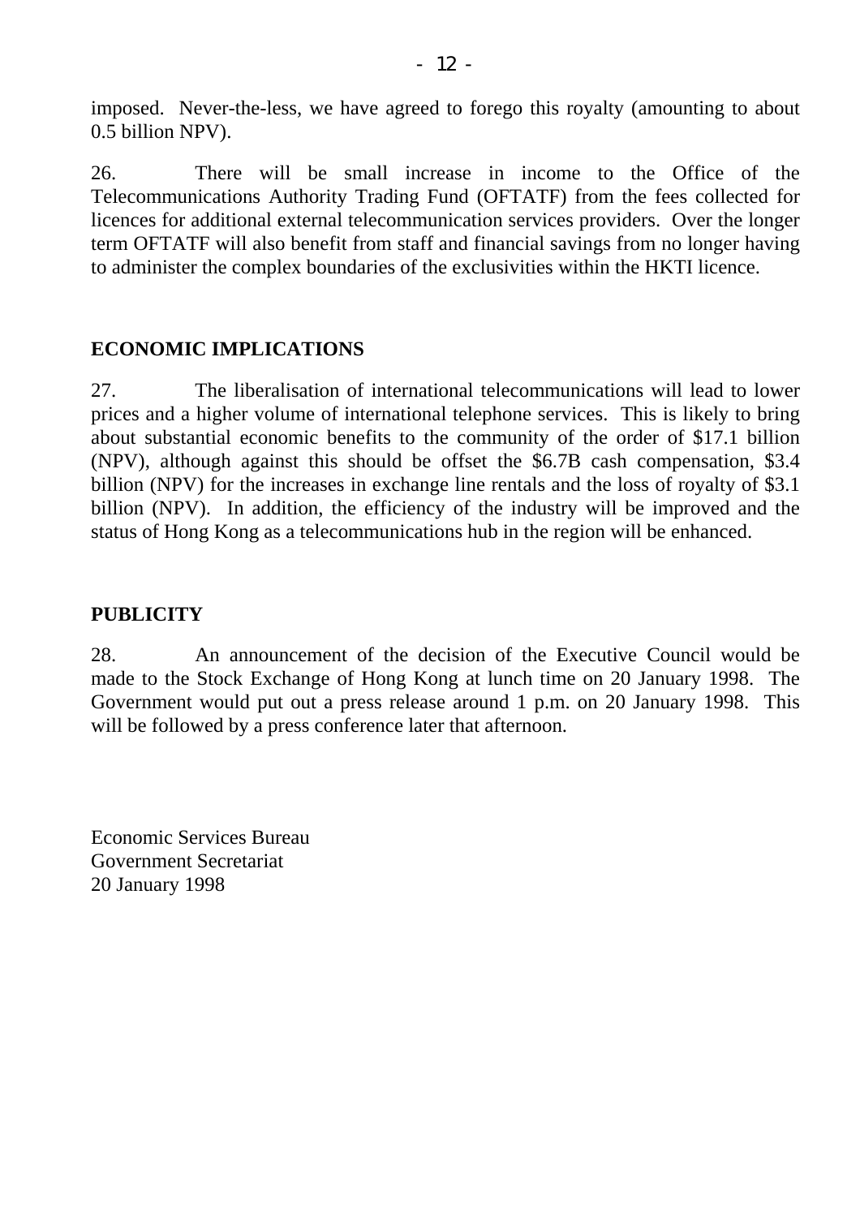imposed. Never-the-less, we have agreed to forego this royalty (amounting to about 0.5 billion NPV).

26. There will be small increase in income to the Office of the Telecommunications Authority Trading Fund (OFTATF) from the fees collected for licences for additional external telecommunication services providers. Over the longer term OFTATF will also benefit from staff and financial savings from no longer having to administer the complex boundaries of the exclusivities within the HKTI licence.

## ECONOMIC IMPLICATIONS

27. The liberalisation of international telecommunications will lead to lower prices and a higher volume of international telephone services. This is likely to bring about substantial economic benefits to the community of the order of $17.1 billion (NPV), although against this should be offset the $6.7B cash compensation, $3.4 billion (NPV) for the increases in exchange line rentals and the loss of royalty of $3.1 billion (NPV). In addition, the efficiency of the industry will be improved and the status of Hong Kong as a telecommunications hub in the region will be enhanced.

## PUBLICITY

28. An announcement of the decision of the Executive Council would be made to the Stock Exchange of Hong Kong at lunch time on 20 January 1998. The Government would put out a press release around 1 p.m. on 20 January 1998. This will be followed by a press conference later that afternoon.

Economic Services Bureau
Government Secretariat
20 January 1998